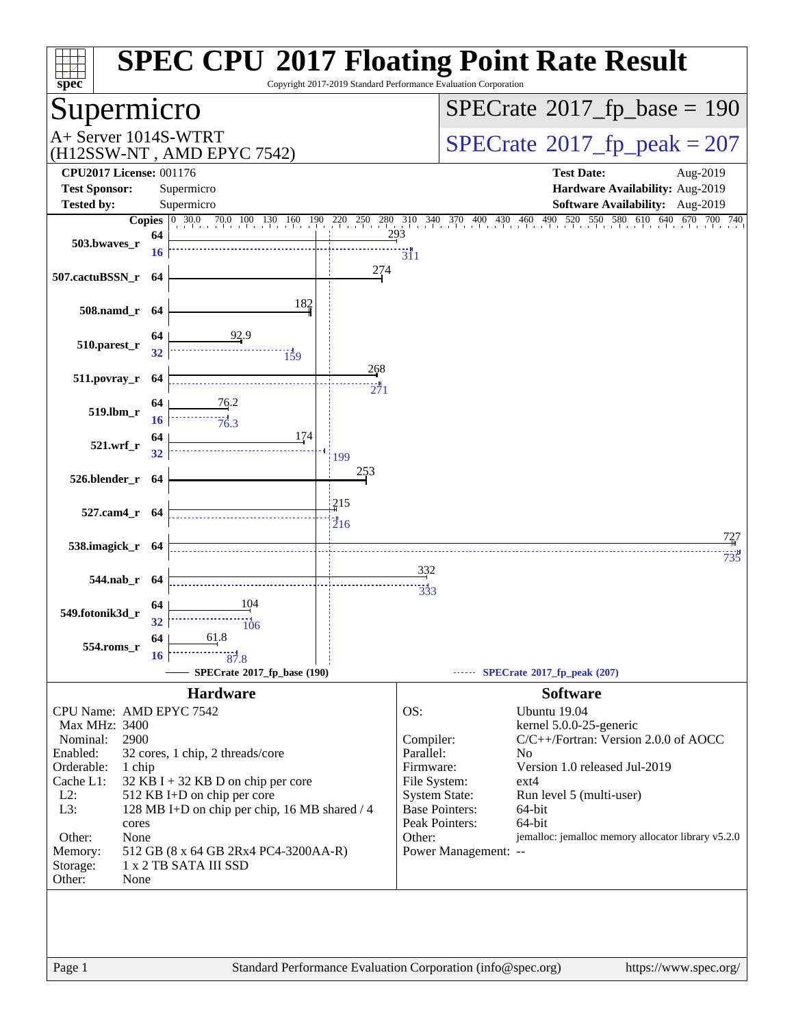# SPEC CPU 2017 Floating Point Rate Result

Copyright 2017-2019 Standard Performance Evaluation Corporation

## Supermicro

A+ Server 1014S-WTRT
(H12SSW-NT , AMD EPYC 7542)

SPECrate 2017_fp_base = 190

SPECrate 2017_fp_peak = 207

**CPU2017 License:** 001176
**Test Sponsor:** Supermicro
**Tested by:** Supermicro

**Test Date:** Aug-2019
**Hardware Availability:** Aug-2019
**Software Availability:** Aug-2019

| Benchmark | Copies (base) | Base | Copies (peak) | Peak |
|---|---|---|---|---|
| 503.bwaves_r | 64 | 293 | 16 | 311 |
| 507.cactuBSSN_r | 64 | 274 | | |
| 508.namd_r | 64 | 182 | | |
| 510.parest_r | 64 | 92.9 | 32 | 159 |
| 511.povray_r | 64 | 268 | 64 | 271 |
| 519.lbm_r | 64 | 76.2 | 16 | 76.3 |
| 521.wrf_r | 64 | 174 | 32 | 199 |
| 526.blender_r | 64 | 253 | | |
| 527.cam4_r | 64 | 215 | 64 | 216 |
| 538.imagick_r | 64 | 727 | 64 | 735 |
| 544.nab_r | 64 | 332 | 64 | 333 |
| 549.fotonik3d_r | 64 | 104 | 32 | 106 |
| 554.roms_r | 64 | 61.8 | 16 | 87.8 |

SPECrate 2017_fp_base (190) — SPECrate 2017_fp_peak (207)

## Hardware

| | |
|---|---|
| CPU Name: | AMD EPYC 7542 |
| Max MHz: | 3400 |
| Nominal: | 2900 |
| Enabled: | 32 cores, 1 chip, 2 threads/core |
| Orderable: | 1 chip |
| Cache L1: | 32 KB I + 32 KB D on chip per core |
| L2: | 512 KB I+D on chip per core |
| L3: | 128 MB I+D on chip per chip, 16 MB shared / 4 cores |
| Other: | None |
| Memory: | 512 GB (8 x 64 GB 2Rx4 PC4-3200AA-R) |
| Storage: | 1 x 2 TB SATA III SSD |
| Other: | None |

## Software

| | |
|---|---|
| OS: | Ubuntu 19.04<br>kernel 5.0.0-25-generic |
| Compiler: | C/C++/Fortran: Version 2.0.0 of AOCC |
| Parallel: | No |
| Firmware: | Version 1.0 released Jul-2019 |
| File System: | ext4 |
| System State: | Run level 5 (multi-user) |
| Base Pointers: | 64-bit |
| Peak Pointers: | 64-bit |
| Other: | jemalloc: jemalloc memory allocator library v5.2.0 |
| Power Management: | -- |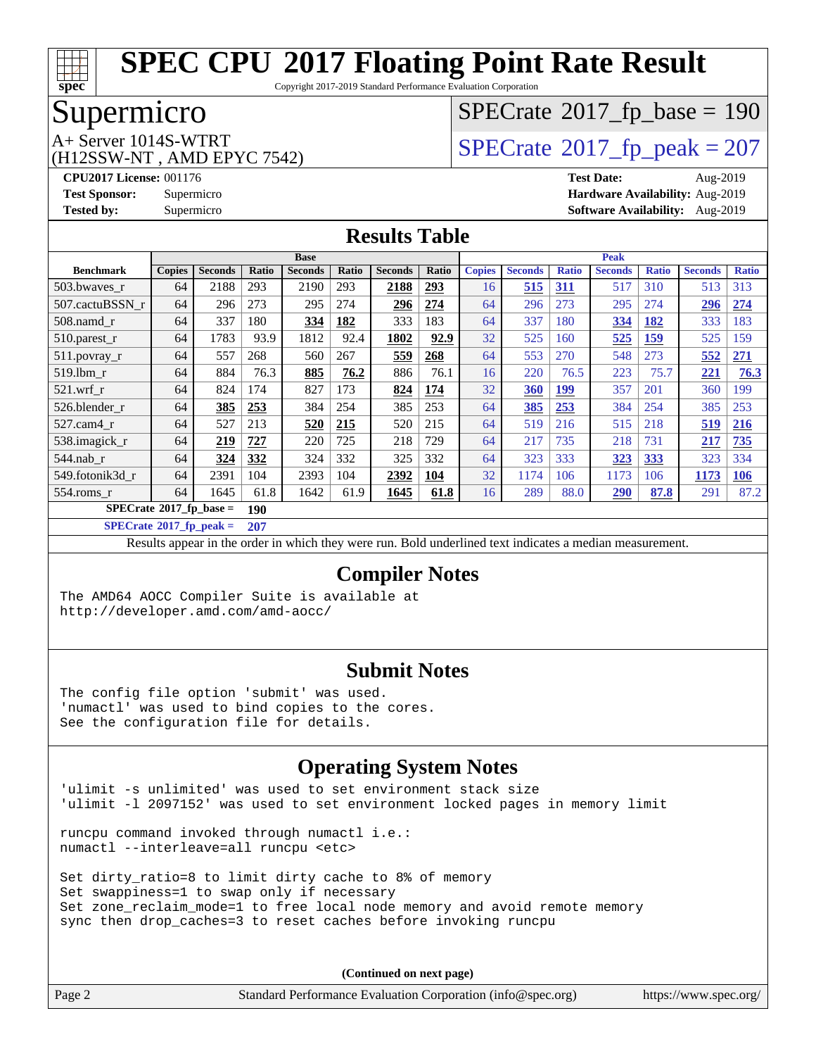# SPEC CPU 2017 Floating Point Rate Result

Copyright 2017-2019 Standard Performance Evaluation Corporation

## Supermicro

A+ Server 1014S-WTRT
(H12SSW-NT , AMD EPYC 7542)

SPECrate 2017_fp_base = 190

SPECrate 2017_fp_peak = 207

**CPU2017 License:** 001176
**Test Sponsor:** Supermicro
**Tested by:** Supermicro

**Test Date:** Aug-2019
**Hardware Availability:** Aug-2019
**Software Availability:** Aug-2019

## Results Table

| Benchmark | Base | | | | | | | Peak | | | | | | |
|---|---|---|---|---|---|---|---|---|---|---|---|---|---|---|
| | Copies | Seconds | Ratio | Seconds | Ratio | Seconds | Ratio | Copies | Seconds | Ratio | Seconds | Ratio | Seconds | Ratio |
| 503.bwaves_r | 64 | 2188 | 293 | 2190 | 293 | **2188** | **293** | 16 | **515** | **311** | 517 | 310 | 513 | 313 |
| 507.cactuBSSN_r | 64 | 296 | 273 | 295 | 274 | **296** | **274** | 64 | 296 | 273 | 295 | 274 | **296** | **274** |
| 508.namd_r | 64 | 337 | 180 | **334** | **182** | 333 | 183 | 64 | 337 | 180 | **334** | **182** | 333 | 183 |
| 510.parest_r | 64 | 1783 | 93.9 | 1812 | 92.4 | **1802** | **92.9** | 32 | 525 | 160 | **525** | **159** | 525 | 159 |
| 511.povray_r | 64 | 557 | 268 | 560 | 267 | **559** | **268** | 64 | 553 | 270 | 548 | 273 | **552** | **271** |
| 519.lbm_r | 64 | 884 | 76.3 | **885** | **76.2** | 886 | 76.1 | 16 | 220 | 76.5 | 223 | 75.7 | **221** | **76.3** |
| 521.wrf_r | 64 | 824 | 174 | 827 | 173 | **824** | **174** | 32 | **360** | **199** | 357 | 201 | 360 | 199 |
| 526.blender_r | 64 | **385** | **253** | 384 | 254 | 385 | 253 | 64 | **385** | **253** | 384 | 254 | 385 | 253 |
| 527.cam4_r | 64 | 527 | 213 | **520** | **215** | 520 | 215 | 64 | 519 | 216 | 515 | 218 | **519** | **216** |
| 538.imagick_r | 64 | **219** | **727** | 220 | 725 | 218 | 729 | 64 | 217 | 735 | 218 | 731 | **217** | **735** |
| 544.nab_r | 64 | **324** | **332** | 324 | 332 | 325 | 332 | 64 | 323 | 333 | **323** | **333** | 323 | 334 |
| 549.fotonik3d_r | 64 | 2391 | 104 | 2393 | 104 | **2392** | **104** | 32 | 1174 | 106 | 1173 | 106 | **1173** | **106** |
| 554.roms_r | 64 | 1645 | 61.8 | 1642 | 61.9 | **1645** | **61.8** | 16 | 289 | 88.0 | **290** | **87.8** | 291 | 87.2 |

**SPECrate 2017_fp_base = 190**

**SPECrate 2017_fp_peak = 207**

Results appear in the order in which they were run. Bold underlined text indicates a median measurement.

## Compiler Notes

```
The AMD64 AOCC Compiler Suite is available at
http://developer.amd.com/amd-aocc/
```

## Submit Notes

```
The config file option 'submit' was used.
'numactl' was used to bind copies to the cores.
See the configuration file for details.
```

## Operating System Notes

```
'ulimit -s unlimited' was used to set environment stack size
'ulimit -l 2097152' was used to set environment locked pages in memory limit

runcpu command invoked through numactl i.e.:
numactl --interleave=all runcpu <etc>

Set dirty_ratio=8 to limit dirty cache to 8% of memory
Set swappiness=1 to swap only if necessary
Set zone_reclaim_mode=1 to free local node memory and avoid remote memory
sync then drop_caches=3 to reset caches before invoking runcpu
```

**(Continued on next page)**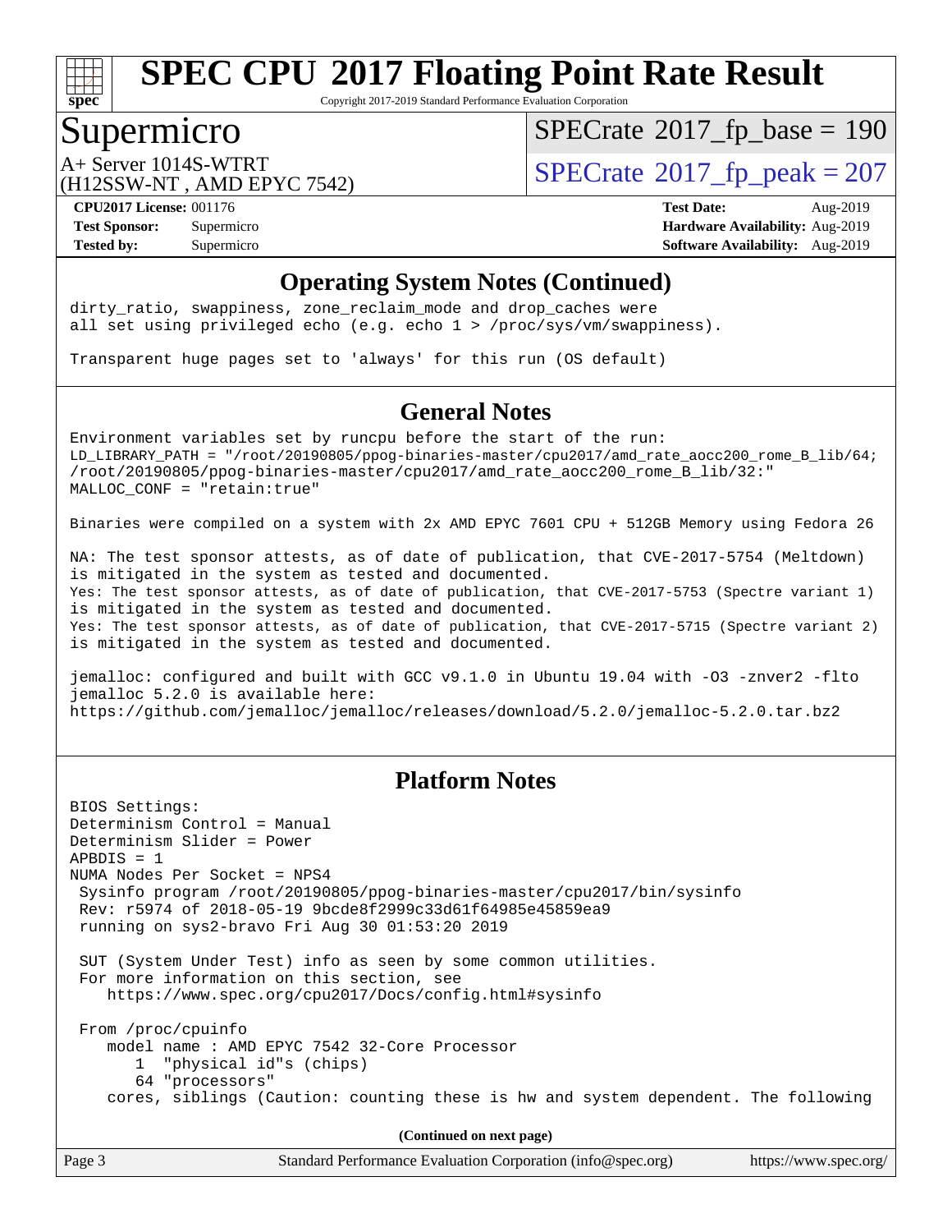## Operating System Notes (Continued)

```
dirty_ratio, swappiness, zone_reclaim_mode and drop_caches were
all set using privileged echo (e.g. echo 1 > /proc/sys/vm/swappiness).

Transparent huge pages set to 'always' for this run (OS default)
```

## General Notes

```
Environment variables set by runcpu before the start of the run:
LD_LIBRARY_PATH = "/root/20190805/ppog-binaries-master/cpu2017/amd_rate_aocc200_rome_B_lib/64;
/root/20190805/ppog-binaries-master/cpu2017/amd_rate_aocc200_rome_B_lib/32:"
MALLOC_CONF = "retain:true"

Binaries were compiled on a system with 2x AMD EPYC 7601 CPU + 512GB Memory using Fedora 26

NA: The test sponsor attests, as of date of publication, that CVE-2017-5754 (Meltdown)
is mitigated in the system as tested and documented.
Yes: The test sponsor attests, as of date of publication, that CVE-2017-5753 (Spectre variant 1)
is mitigated in the system as tested and documented.
Yes: The test sponsor attests, as of date of publication, that CVE-2017-5715 (Spectre variant 2)
is mitigated in the system as tested and documented.

jemalloc: configured and built with GCC v9.1.0 in Ubuntu 19.04 with -O3 -znver2 -flto
jemalloc 5.2.0 is available here:
https://github.com/jemalloc/jemalloc/releases/download/5.2.0/jemalloc-5.2.0.tar.bz2
```

## Platform Notes

```
BIOS Settings:
Determinism Control = Manual
Determinism Slider = Power
APBDIS = 1
NUMA Nodes Per Socket = NPS4
 Sysinfo program /root/20190805/ppog-binaries-master/cpu2017/bin/sysinfo
 Rev: r5974 of 2018-05-19 9bcde8f2999c33d61f64985e45859ea9
 running on sys2-bravo Fri Aug 30 01:53:20 2019

 SUT (System Under Test) info as seen by some common utilities.
 For more information on this section, see
    https://www.spec.org/cpu2017/Docs/config.html#sysinfo

 From /proc/cpuinfo
    model name : AMD EPYC 7542 32-Core Processor
       1  "physical id"s (chips)
      64 "processors"
    cores, siblings (Caution: counting these is hw and system dependent. The following
```

(Continued on next page)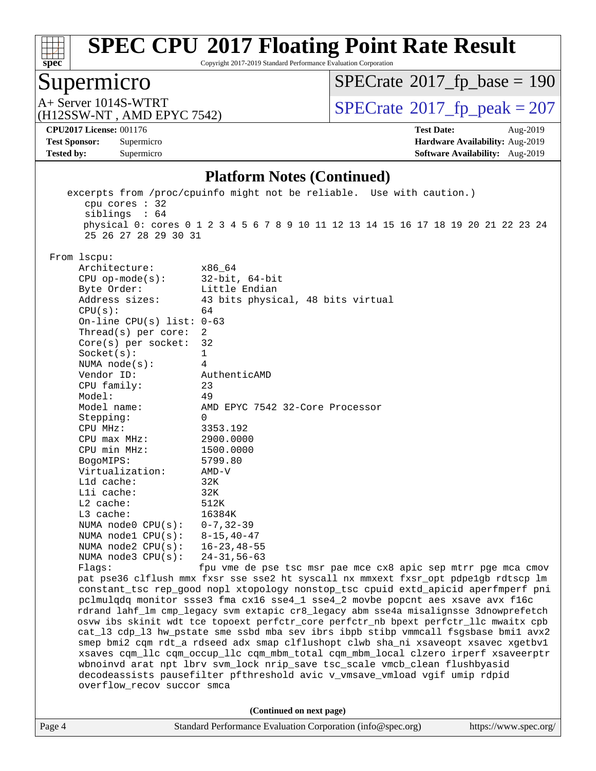# SPEC CPU 2017 Floating Point Rate Result

Copyright 2017-2019 Standard Performance Evaluation Corporation

## Supermicro

A+ Server 1014S-WTRT
(H12SSW-NT , AMD EPYC 7542)

SPECrate 2017_fp_base = 190

SPECrate 2017_fp_peak = 207

**CPU2017 License:** 001176
**Test Sponsor:** Supermicro
**Tested by:** Supermicro

**Test Date:** Aug-2019
**Hardware Availability:** Aug-2019
**Software Availability:** Aug-2019

### Platform Notes (Continued)

```
    excerpts from /proc/cpuinfo might not be reliable.  Use with caution.)
       cpu cores : 32
       siblings  : 64
       physical 0: cores 0 1 2 3 4 5 6 7 8 9 10 11 12 13 14 15 16 17 18 19 20 21 22 23 24
       25 26 27 28 29 30 31

 From lscpu:
      Architecture:          x86_64
      CPU op-mode(s):        32-bit, 64-bit
      Byte Order:            Little Endian
      Address sizes:         43 bits physical, 48 bits virtual
      CPU(s):                64
      On-line CPU(s) list: 0-63
      Thread(s) per core:  2
      Core(s) per socket:  32
      Socket(s):             1
      NUMA node(s):          4
      Vendor ID:             AuthenticAMD
      CPU family:            23
      Model:                 49
      Model name:            AMD EPYC 7542 32-Core Processor
      Stepping:              0
      CPU MHz:               3353.192
      CPU max MHz:           2900.0000
      CPU min MHz:           1500.0000
      BogoMIPS:              5799.80
      Virtualization:        AMD-V
      L1d cache:             32K
      L1i cache:             32K
      L2 cache:              512K
      L3 cache:              16384K
      NUMA node0 CPU(s):   0-7,32-39
      NUMA node1 CPU(s):   8-15,40-47
      NUMA node2 CPU(s):   16-23,48-55
      NUMA node3 CPU(s):   24-31,56-63
      Flags:                 fpu vme de pse tsc msr pae mce cx8 apic sep mtrr pge mca cmov
      pat pse36 clflush mmx fxsr sse sse2 ht syscall nx mmxext fxsr_opt pdpe1gb rdtscp lm
      constant_tsc rep_good nopl xtopology nonstop_tsc cpuid extd_apicid aperfmperf pni
      pclmulqdq monitor ssse3 fma cx16 sse4_1 sse4_2 movbe popcnt aes xsave avx f16c
      rdrand lahf_lm cmp_legacy svm extapic cr8_legacy abm sse4a misalignsse 3dnowprefetch
      osvw ibs skinit wdt tce topoext perfctr_core perfctr_nb bpext perfctr_llc mwaitx cpb
      cat_l3 cdp_l3 hw_pstate sme ssbd mba sev ibrs ibpb stibp vmmcall fsgsbase bmi1 avx2
      smep bmi2 cqm rdt_a rdseed adx smap clflushopt clwb sha_ni xsaveopt xsavec xgetbv1
      xsaves cqm_llc cqm_occup_llc cqm_mbm_total cqm_mbm_local clzero irperf xsaveerptr
      wbnoinvd arat npt lbrv svm_lock nrip_save tsc_scale vmcb_clean flushbyasid
      decodeassists pausefilter pfthreshold avic v_vmsave_vmload vgif umip rdpid
      overflow_recov succor smca
```

(Continued on next page)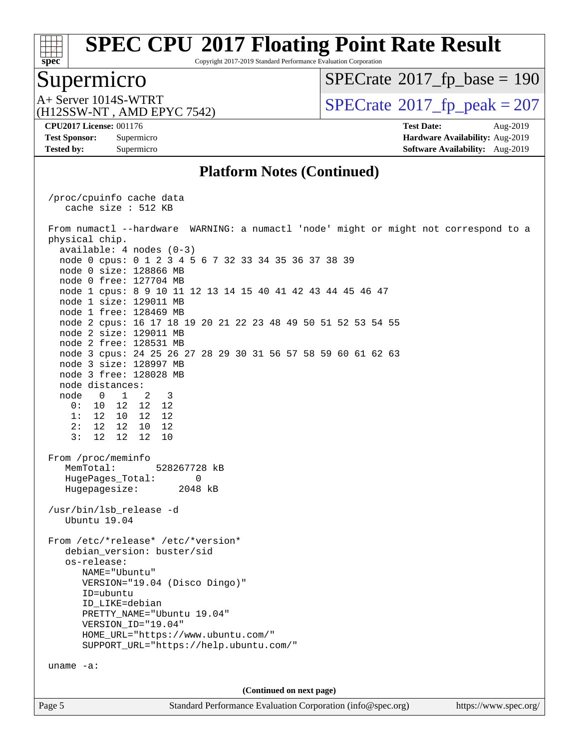## Platform Notes (Continued)

```
/proc/cpuinfo cache data
   cache size : 512 KB

From numactl --hardware  WARNING: a numactl 'node' might or might not correspond to a
physical chip.
  available: 4 nodes (0-3)
  node 0 cpus: 0 1 2 3 4 5 6 7 32 33 34 35 36 37 38 39
  node 0 size: 128866 MB
  node 0 free: 127704 MB
  node 1 cpus: 8 9 10 11 12 13 14 15 40 41 42 43 44 45 46 47
  node 1 size: 129011 MB
  node 1 free: 128469 MB
  node 2 cpus: 16 17 18 19 20 21 22 23 48 49 50 51 52 53 54 55
  node 2 size: 129011 MB
  node 2 free: 128531 MB
  node 3 cpus: 24 25 26 27 28 29 30 31 56 57 58 59 60 61 62 63
  node 3 size: 128997 MB
  node 3 free: 128028 MB
  node distances:
  node   0   1   2   3
    0:  10  12  12  12
    1:  12  10  12  12
    2:  12  12  10  12
    3:  12  12  12  10

From /proc/meminfo
   MemTotal:       528267728 kB
   HugePages_Total:       0
   Hugepagesize:       2048 kB

/usr/bin/lsb_release -d
   Ubuntu 19.04

From /etc/*release* /etc/*version*
   debian_version: buster/sid
   os-release:
      NAME="Ubuntu"
      VERSION="19.04 (Disco Dingo)"
      ID=ubuntu
      ID_LIKE=debian
      PRETTY_NAME="Ubuntu 19.04"
      VERSION_ID="19.04"
      HOME_URL="https://www.ubuntu.com/"
      SUPPORT_URL="https://help.ubuntu.com/"

uname -a:
```

(Continued on next page)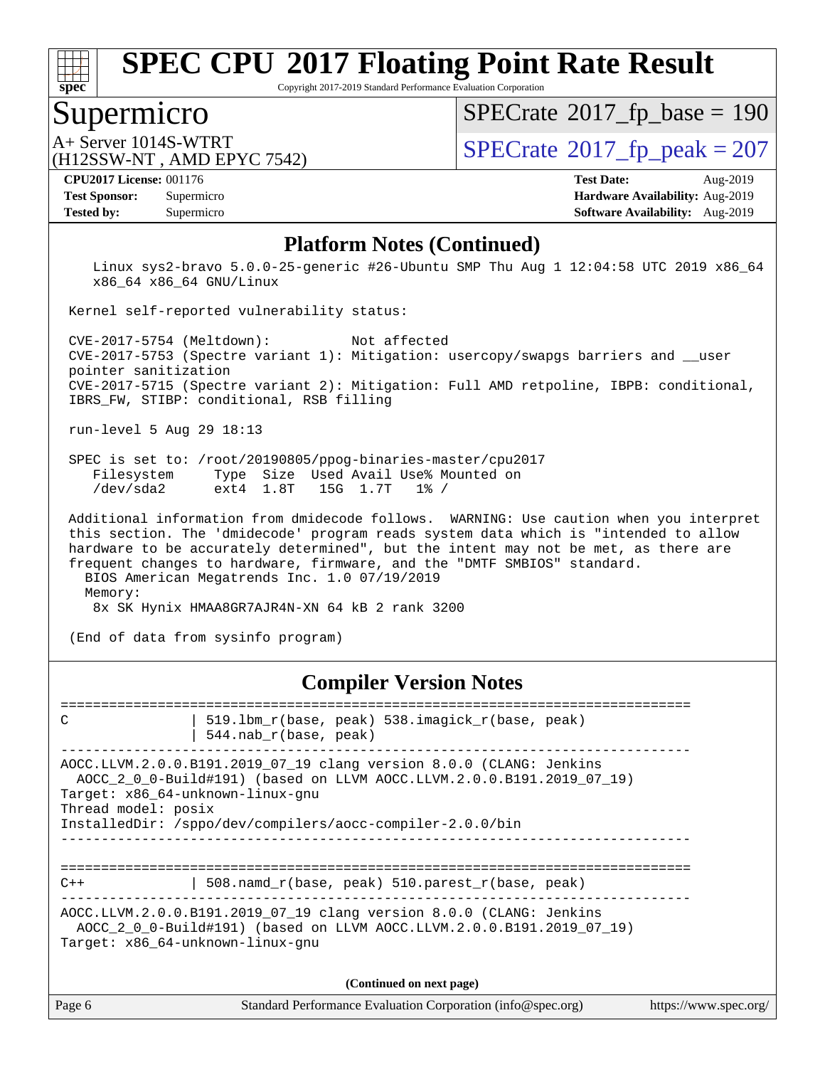# SPEC CPU 2017 Floating Point Rate Result

Copyright 2017-2019 Standard Performance Evaluation Corporation

## Supermicro

A+ Server 1014S-WTRT
(H12SSW-NT , AMD EPYC 7542)

SPECrate 2017_fp_base = 190
SPECrate 2017_fp_peak = 207

**CPU2017 License:** 001176
**Test Sponsor:** Supermicro
**Tested by:** Supermicro

**Test Date:** Aug-2019
**Hardware Availability:** Aug-2019
**Software Availability:** Aug-2019

### Platform Notes (Continued)

```
   Linux sys2-bravo 5.0.0-25-generic #26-Ubuntu SMP Thu Aug 1 12:04:58 UTC 2019 x86_64
   x86_64 x86_64 GNU/Linux

Kernel self-reported vulnerability status:

CVE-2017-5754 (Meltdown):          Not affected
CVE-2017-5753 (Spectre variant 1): Mitigation: usercopy/swapgs barriers and __user
pointer sanitization
CVE-2017-5715 (Spectre variant 2): Mitigation: Full AMD retpoline, IBPB: conditional,
IBRS_FW, STIBP: conditional, RSB filling

run-level 5 Aug 29 18:13

SPEC is set to: /root/20190805/ppog-binaries-master/cpu2017
   Filesystem     Type  Size  Used Avail Use% Mounted on
   /dev/sda2      ext4  1.8T   15G  1.7T   1% /

Additional information from dmidecode follows.  WARNING: Use caution when you interpret
this section. The 'dmidecode' program reads system data which is "intended to allow
hardware to be accurately determined", but the intent may not be met, as there are
frequent changes to hardware, firmware, and the "DMTF SMBIOS" standard.
  BIOS American Megatrends Inc. 1.0 07/19/2019
  Memory:
    8x SK Hynix HMAA8GR7AJR4N-XN 64 kB 2 rank 3200

(End of data from sysinfo program)
```

### Compiler Version Notes

```
==============================================================================
C               | 519.lbm_r(base, peak) 538.imagick_r(base, peak)
                | 544.nab_r(base, peak)
------------------------------------------------------------------------------
AOCC.LLVM.2.0.0.B191.2019_07_19 clang version 8.0.0 (CLANG: Jenkins
  AOCC_2_0_0-Build#191) (based on LLVM AOCC.LLVM.2.0.0.B191.2019_07_19)
Target: x86_64-unknown-linux-gnu
Thread model: posix
InstalledDir: /sppo/dev/compilers/aocc-compiler-2.0.0/bin
------------------------------------------------------------------------------

==============================================================================
C++             | 508.namd_r(base, peak) 510.parest_r(base, peak)
------------------------------------------------------------------------------
AOCC.LLVM.2.0.0.B191.2019_07_19 clang version 8.0.0 (CLANG: Jenkins
  AOCC_2_0_0-Build#191) (based on LLVM AOCC.LLVM.2.0.0.B191.2019_07_19)
Target: x86_64-unknown-linux-gnu
```

**(Continued on next page)**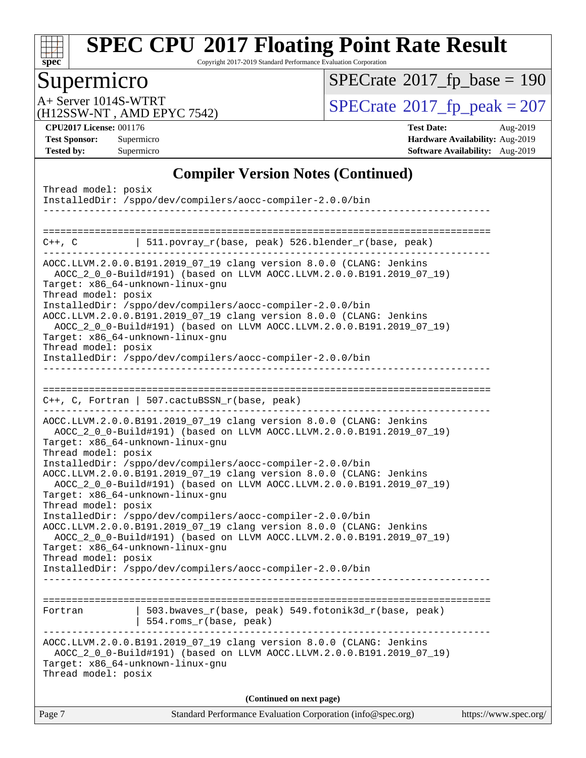## Compiler Version Notes (Continued)

```
Thread model: posix
InstalledDir: /sppo/dev/compilers/aocc-compiler-2.0.0/bin
------------------------------------------------------------------------------

==============================================================================
C++, C          | 511.povray_r(base, peak) 526.blender_r(base, peak)
------------------------------------------------------------------------------
AOCC.LLVM.2.0.0.B191.2019_07_19 clang version 8.0.0 (CLANG: Jenkins
  AOCC_2_0_0-Build#191) (based on LLVM AOCC.LLVM.2.0.0.B191.2019_07_19)
Target: x86_64-unknown-linux-gnu
Thread model: posix
InstalledDir: /sppo/dev/compilers/aocc-compiler-2.0.0/bin
AOCC.LLVM.2.0.0.B191.2019_07_19 clang version 8.0.0 (CLANG: Jenkins
  AOCC_2_0_0-Build#191) (based on LLVM AOCC.LLVM.2.0.0.B191.2019_07_19)
Target: x86_64-unknown-linux-gnu
Thread model: posix
InstalledDir: /sppo/dev/compilers/aocc-compiler-2.0.0/bin
------------------------------------------------------------------------------

==============================================================================
C++, C, Fortran | 507.cactuBSSN_r(base, peak)
------------------------------------------------------------------------------
AOCC.LLVM.2.0.0.B191.2019_07_19 clang version 8.0.0 (CLANG: Jenkins
  AOCC_2_0_0-Build#191) (based on LLVM AOCC.LLVM.2.0.0.B191.2019_07_19)
Target: x86_64-unknown-linux-gnu
Thread model: posix
InstalledDir: /sppo/dev/compilers/aocc-compiler-2.0.0/bin
AOCC.LLVM.2.0.0.B191.2019_07_19 clang version 8.0.0 (CLANG: Jenkins
  AOCC_2_0_0-Build#191) (based on LLVM AOCC.LLVM.2.0.0.B191.2019_07_19)
Target: x86_64-unknown-linux-gnu
Thread model: posix
InstalledDir: /sppo/dev/compilers/aocc-compiler-2.0.0/bin
AOCC.LLVM.2.0.0.B191.2019_07_19 clang version 8.0.0 (CLANG: Jenkins
  AOCC_2_0_0-Build#191) (based on LLVM AOCC.LLVM.2.0.0.B191.2019_07_19)
Target: x86_64-unknown-linux-gnu
Thread model: posix
InstalledDir: /sppo/dev/compilers/aocc-compiler-2.0.0/bin
------------------------------------------------------------------------------

==============================================================================
Fortran         | 503.bwaves_r(base, peak) 549.fotonik3d_r(base, peak)
                | 554.roms_r(base, peak)
------------------------------------------------------------------------------
AOCC.LLVM.2.0.0.B191.2019_07_19 clang version 8.0.0 (CLANG: Jenkins
  AOCC_2_0_0-Build#191) (based on LLVM AOCC.LLVM.2.0.0.B191.2019_07_19)
Target: x86_64-unknown-linux-gnu
Thread model: posix
```

(Continued on next page)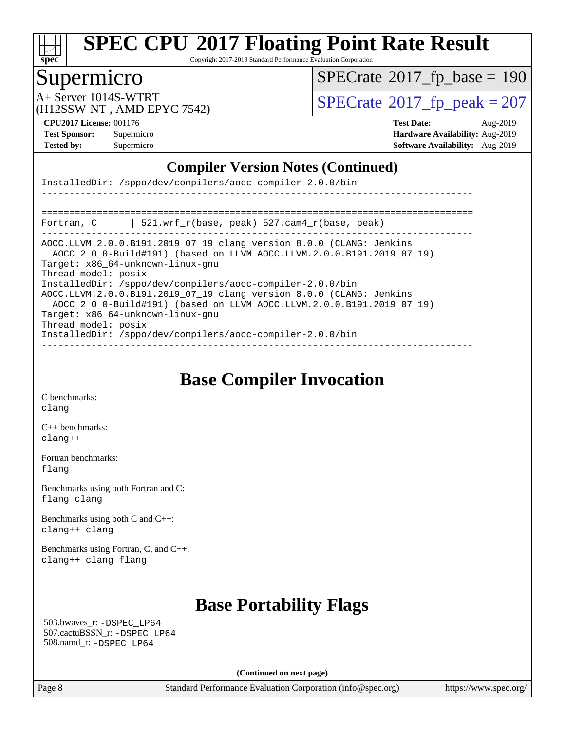## Compiler Version Notes (Continued)

```
InstalledDir: /sppo/dev/compilers/aocc-compiler-2.0.0/bin
------------------------------------------------------------------------------

==============================================================================
Fortran, C      | 521.wrf_r(base, peak) 527.cam4_r(base, peak)
------------------------------------------------------------------------------
AOCC.LLVM.2.0.0.B191.2019_07_19 clang version 8.0.0 (CLANG: Jenkins
  AOCC_2_0_0-Build#191) (based on LLVM AOCC.LLVM.2.0.0.B191.2019_07_19)
Target: x86_64-unknown-linux-gnu
Thread model: posix
InstalledDir: /sppo/dev/compilers/aocc-compiler-2.0.0/bin
AOCC.LLVM.2.0.0.B191.2019_07_19 clang version 8.0.0 (CLANG: Jenkins
  AOCC_2_0_0-Build#191) (based on LLVM AOCC.LLVM.2.0.0.B191.2019_07_19)
Target: x86_64-unknown-linux-gnu
Thread model: posix
InstalledDir: /sppo/dev/compilers/aocc-compiler-2.0.0/bin
------------------------------------------------------------------------------
```

## Base Compiler Invocation

C benchmarks:
clang

C++ benchmarks:
clang++

Fortran benchmarks:
flang

Benchmarks using both Fortran and C:
flang clang

Benchmarks using both C and C++:
clang++ clang

Benchmarks using Fortran, C, and C++:
clang++ clang flang

## Base Portability Flags

503.bwaves_r: -DSPEC_LP64
507.cactuBSSN_r: -DSPEC_LP64
508.namd_r: -DSPEC_LP64

**(Continued on next page)**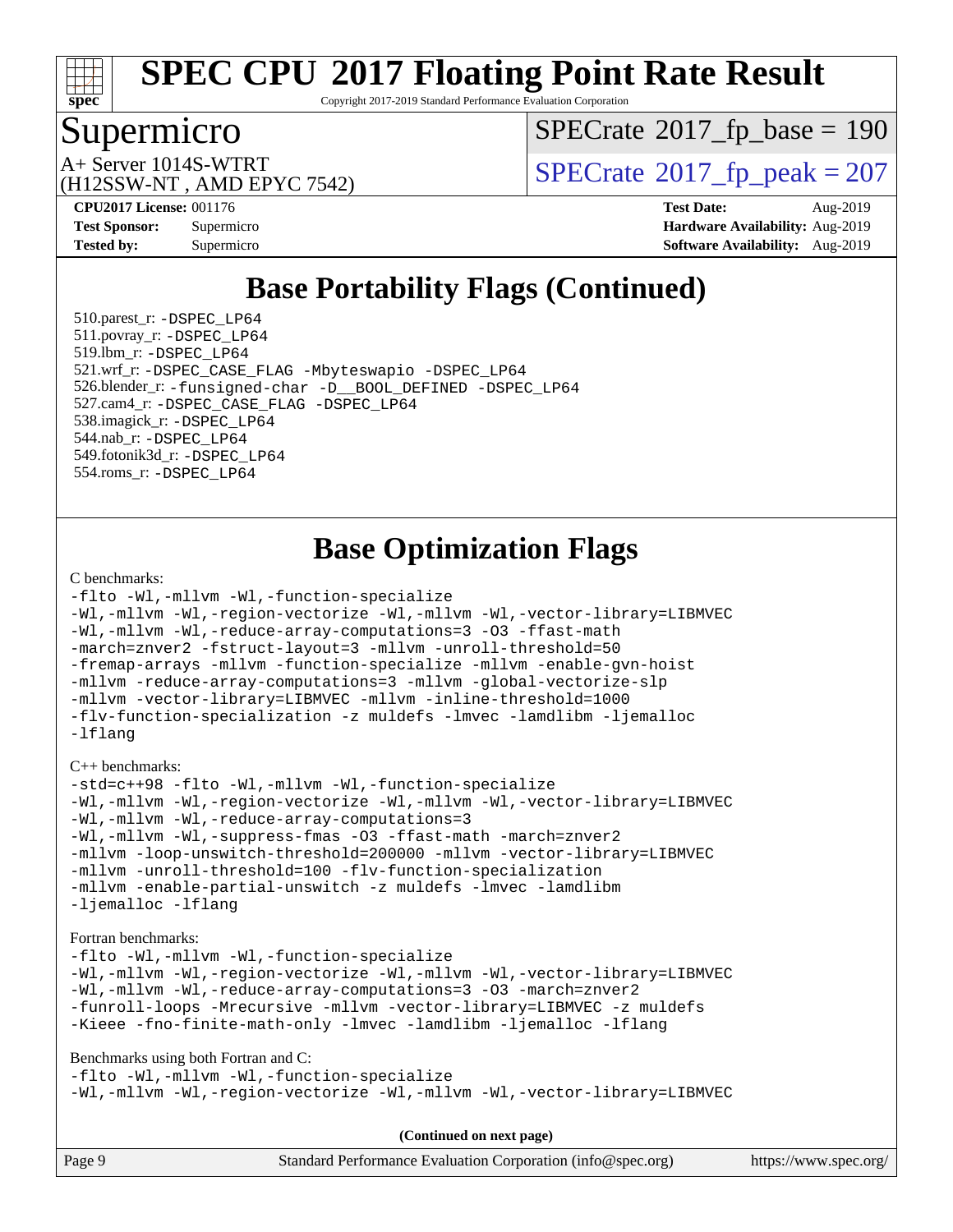# Base Portability Flags (Continued)

510.parest_r: `-DSPEC_LP64`
511.povray_r: `-DSPEC_LP64`
519.lbm_r: `-DSPEC_LP64`
521.wrf_r: `-DSPEC_CASE_FLAG -Mbyteswapio -DSPEC_LP64`
526.blender_r: `-funsigned-char -D__BOOL_DEFINED -DSPEC_LP64`
527.cam4_r: `-DSPEC_CASE_FLAG -DSPEC_LP64`
538.imagick_r: `-DSPEC_LP64`
544.nab_r: `-DSPEC_LP64`
549.fotonik3d_r: `-DSPEC_LP64`
554.roms_r: `-DSPEC_LP64`

# Base Optimization Flags

C benchmarks:

```
-flto -Wl,-mllvm -Wl,-function-specialize
-Wl,-mllvm -Wl,-region-vectorize -Wl,-mllvm -Wl,-vector-library=LIBMVEC
-Wl,-mllvm -Wl,-reduce-array-computations=3 -O3 -ffast-math
-march=znver2 -fstruct-layout=3 -mllvm -unroll-threshold=50
-fremap-arrays -mllvm -function-specialize -mllvm -enable-gvn-hoist
-mllvm -reduce-array-computations=3 -mllvm -global-vectorize-slp
-mllvm -vector-library=LIBMVEC -mllvm -inline-threshold=1000
-flv-function-specialization -z muldefs -lmvec -lamdlibm -ljemalloc
-lflang
```

C++ benchmarks:

```
-std=c++98 -flto -Wl,-mllvm -Wl,-function-specialize
-Wl,-mllvm -Wl,-region-vectorize -Wl,-mllvm -Wl,-vector-library=LIBMVEC
-Wl,-mllvm -Wl,-reduce-array-computations=3
-Wl,-mllvm -Wl,-suppress-fmas -O3 -ffast-math -march=znver2
-mllvm -loop-unswitch-threshold=200000 -mllvm -vector-library=LIBMVEC
-mllvm -unroll-threshold=100 -flv-function-specialization
-mllvm -enable-partial-unswitch -z muldefs -lmvec -lamdlibm
-ljemalloc -lflang
```

Fortran benchmarks:

```
-flto -Wl,-mllvm -Wl,-function-specialize
-Wl,-mllvm -Wl,-region-vectorize -Wl,-mllvm -Wl,-vector-library=LIBMVEC
-Wl,-mllvm -Wl,-reduce-array-computations=3 -O3 -march=znver2
-funroll-loops -Mrecursive -mllvm -vector-library=LIBMVEC -z muldefs
-Kieee -fno-finite-math-only -lmvec -lamdlibm -ljemalloc -lflang
```

Benchmarks using both Fortran and C:

```
-flto -Wl,-mllvm -Wl,-function-specialize
-Wl,-mllvm -Wl,-region-vectorize -Wl,-mllvm -Wl,-vector-library=LIBMVEC
```

**(Continued on next page)**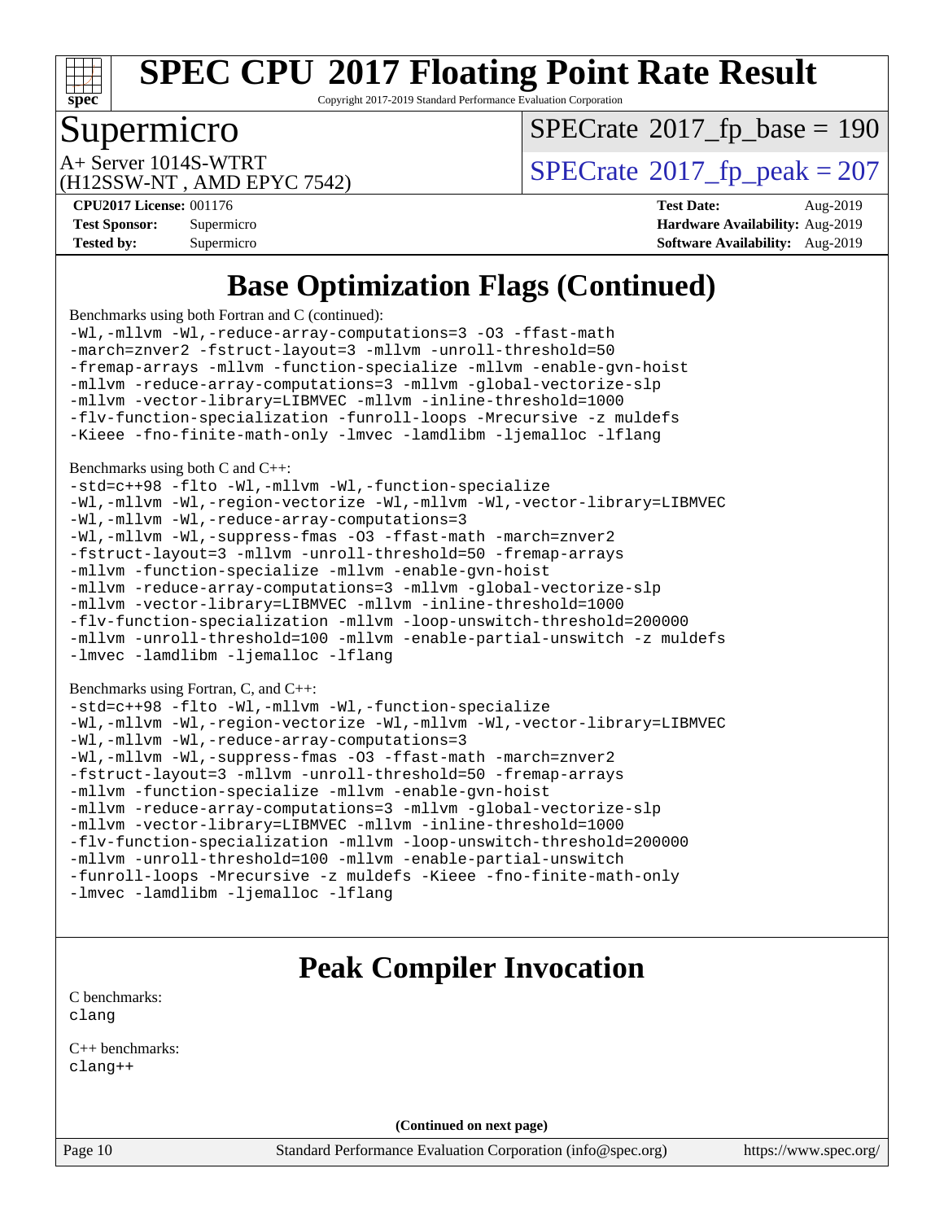# Base Optimization Flags (Continued)

Benchmarks using both Fortran and C (continued):

```
-Wl,-mllvm -Wl,-reduce-array-computations=3 -O3 -ffast-math
-march=znver2 -fstruct-layout=3 -mllvm -unroll-threshold=50
-fremap-arrays -mllvm -function-specialize -mllvm -enable-gvn-hoist
-mllvm -reduce-array-computations=3 -mllvm -global-vectorize-slp
-mllvm -vector-library=LIBMVEC -mllvm -inline-threshold=1000
-flv-function-specialization -funroll-loops -Mrecursive -z muldefs
-Kieee -fno-finite-math-only -lmvec -lamdlibm -ljemalloc -lflang
```

Benchmarks using both C and C++:

```
-std=c++98 -flto -Wl,-mllvm -Wl,-function-specialize
-Wl,-mllvm -Wl,-region-vectorize -Wl,-mllvm -Wl,-vector-library=LIBMVEC
-Wl,-mllvm -Wl,-reduce-array-computations=3
-Wl,-mllvm -Wl,-suppress-fmas -O3 -ffast-math -march=znver2
-fstruct-layout=3 -mllvm -unroll-threshold=50 -fremap-arrays
-mllvm -function-specialize -mllvm -enable-gvn-hoist
-mllvm -reduce-array-computations=3 -mllvm -global-vectorize-slp
-mllvm -vector-library=LIBMVEC -mllvm -inline-threshold=1000
-flv-function-specialization -mllvm -loop-unswitch-threshold=200000
-mllvm -unroll-threshold=100 -mllvm -enable-partial-unswitch -z muldefs
-lmvec -lamdlibm -ljemalloc -lflang
```

Benchmarks using Fortran, C, and C++:

```
-std=c++98 -flto -Wl,-mllvm -Wl,-function-specialize
-Wl,-mllvm -Wl,-region-vectorize -Wl,-mllvm -Wl,-vector-library=LIBMVEC
-Wl,-mllvm -Wl,-reduce-array-computations=3
-Wl,-mllvm -Wl,-suppress-fmas -O3 -ffast-math -march=znver2
-fstruct-layout=3 -mllvm -unroll-threshold=50 -fremap-arrays
-mllvm -function-specialize -mllvm -enable-gvn-hoist
-mllvm -reduce-array-computations=3 -mllvm -global-vectorize-slp
-mllvm -vector-library=LIBMVEC -mllvm -inline-threshold=1000
-flv-function-specialization -mllvm -loop-unswitch-threshold=200000
-mllvm -unroll-threshold=100 -mllvm -enable-partial-unswitch
-funroll-loops -Mrecursive -z muldefs -Kieee -fno-finite-math-only
-lmvec -lamdlibm -ljemalloc -lflang
```

# Peak Compiler Invocation

C benchmarks:
clang

C++ benchmarks:
clang++

**(Continued on next page)**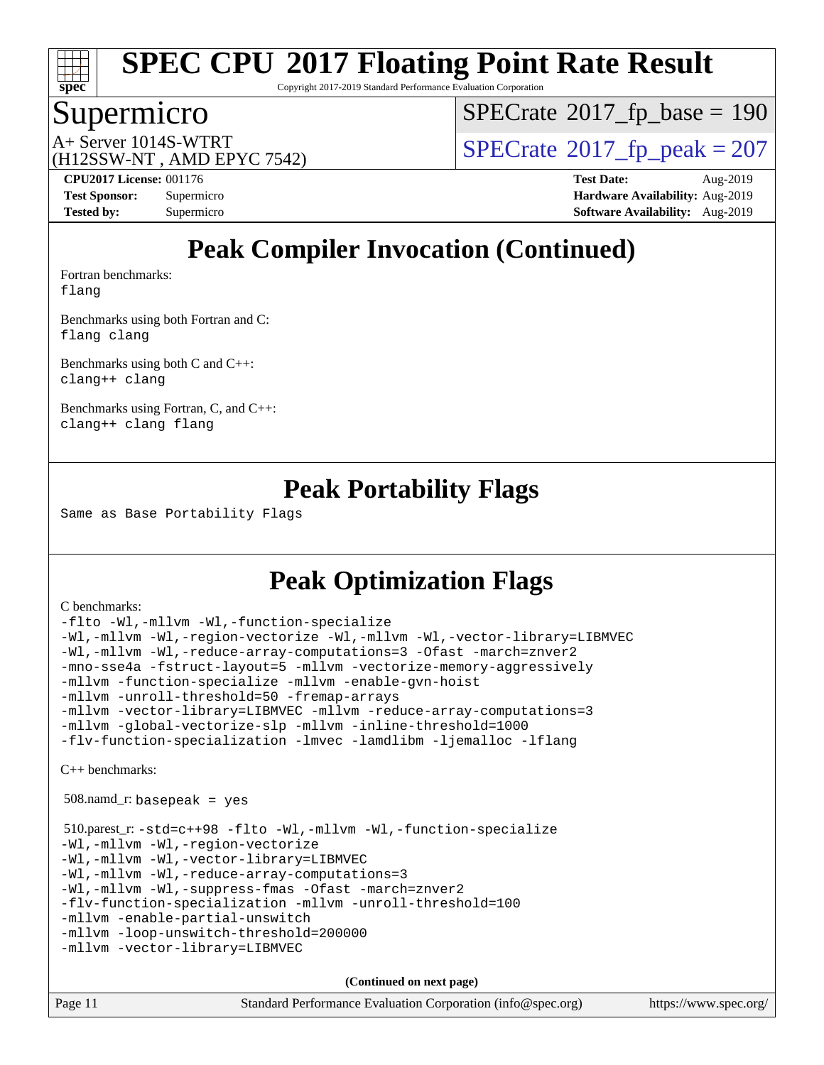# Peak Compiler Invocation (Continued)

Fortran benchmarks:
```
flang
```

Benchmarks using both Fortran and C:
```
flang clang
```

Benchmarks using both C and C++:
```
clang++ clang
```

Benchmarks using Fortran, C, and C++:
```
clang++ clang flang
```

# Peak Portability Flags

```
Same as Base Portability Flags
```

# Peak Optimization Flags

C benchmarks:
```
-flto -Wl,-mllvm -Wl,-function-specialize
-Wl,-mllvm -Wl,-region-vectorize -Wl,-mllvm -Wl,-vector-library=LIBMVEC
-Wl,-mllvm -Wl,-reduce-array-computations=3 -Ofast -march=znver2
-mno-sse4a -fstruct-layout=5 -mllvm -vectorize-memory-aggressively
-mllvm -function-specialize -mllvm -enable-gvn-hoist
-mllvm -unroll-threshold=50 -fremap-arrays
-mllvm -vector-library=LIBMVEC -mllvm -reduce-array-computations=3
-mllvm -global-vectorize-slp -mllvm -inline-threshold=1000
-flv-function-specialization -lmvec -lamdlibm -ljemalloc -lflang
```

C++ benchmarks:

508.namd_r: `basepeak = yes`

510.parest_r:
```
-std=c++98 -flto -Wl,-mllvm -Wl,-function-specialize
-Wl,-mllvm -Wl,-region-vectorize
-Wl,-mllvm -Wl,-vector-library=LIBMVEC
-Wl,-mllvm -Wl,-reduce-array-computations=3
-Wl,-mllvm -Wl,-suppress-fmas -Ofast -march=znver2
-flv-function-specialization -mllvm -unroll-threshold=100
-mllvm -enable-partial-unswitch
-mllvm -loop-unswitch-threshold=200000
-mllvm -vector-library=LIBMVEC
```

**(Continued on next page)**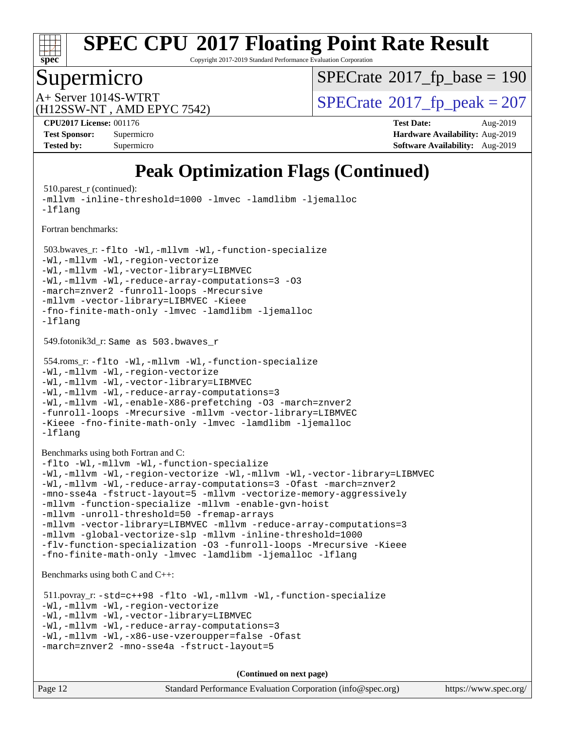# Peak Optimization Flags (Continued)

510.parest_r (continued):
```
-mllvm -inline-threshold=1000 -lmvec -lamdlibm -ljemalloc
-lflang
```

Fortran benchmarks:

503.bwaves_r:
```
-flto -Wl,-mllvm -Wl,-function-specialize
-Wl,-mllvm -Wl,-region-vectorize
-Wl,-mllvm -Wl,-vector-library=LIBMVEC
-Wl,-mllvm -Wl,-reduce-array-computations=3 -O3
-march=znver2 -funroll-loops -Mrecursive
-mllvm -vector-library=LIBMVEC -Kieee
-fno-finite-math-only -lmvec -lamdlibm -ljemalloc
-lflang
```

549.fotonik3d_r: Same as 503.bwaves_r

554.roms_r:
```
-flto -Wl,-mllvm -Wl,-function-specialize
-Wl,-mllvm -Wl,-region-vectorize
-Wl,-mllvm -Wl,-vector-library=LIBMVEC
-Wl,-mllvm -Wl,-reduce-array-computations=3
-Wl,-mllvm -Wl,-enable-X86-prefetching -O3 -march=znver2
-funroll-loops -Mrecursive -mllvm -vector-library=LIBMVEC
-Kieee -fno-finite-math-only -lmvec -lamdlibm -ljemalloc
-lflang
```

Benchmarks using both Fortran and C:
```
-flto -Wl,-mllvm -Wl,-function-specialize
-Wl,-mllvm -Wl,-region-vectorize -Wl,-mllvm -Wl,-vector-library=LIBMVEC
-Wl,-mllvm -Wl,-reduce-array-computations=3 -Ofast -march=znver2
-mno-sse4a -fstruct-layout=5 -mllvm -vectorize-memory-aggressively
-mllvm -function-specialize -mllvm -enable-gvn-hoist
-mllvm -unroll-threshold=50 -fremap-arrays
-mllvm -vector-library=LIBMVEC -mllvm -reduce-array-computations=3
-mllvm -global-vectorize-slp -mllvm -inline-threshold=1000
-flv-function-specialization -O3 -funroll-loops -Mrecursive -Kieee
-fno-finite-math-only -lmvec -lamdlibm -ljemalloc -lflang
```

Benchmarks using both C and C++:

511.povray_r:
```
-std=c++98 -flto -Wl,-mllvm -Wl,-function-specialize
-Wl,-mllvm -Wl,-region-vectorize
-Wl,-mllvm -Wl,-vector-library=LIBMVEC
-Wl,-mllvm -Wl,-reduce-array-computations=3
-Wl,-mllvm -Wl,-x86-use-vzeroupper=false -Ofast
-march=znver2 -mno-sse4a -fstruct-layout=5
```

**(Continued on next page)**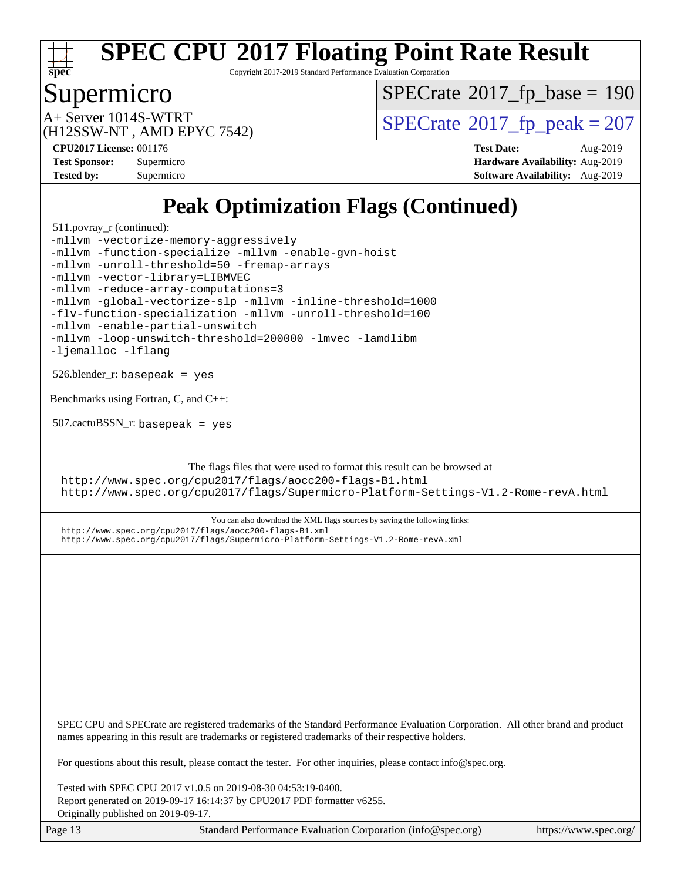# SPEC CPU 2017 Floating Point Rate Result

Copyright 2017-2019 Standard Performance Evaluation Corporation

## Supermicro

A+ Server 1014S-WTRT
(H12SSW-NT , AMD EPYC 7542)

SPECrate 2017_fp_base = 190

SPECrate 2017_fp_peak = 207

**CPU2017 License:** 001176
**Test Sponsor:** Supermicro
**Tested by:** Supermicro

**Test Date:** Aug-2019
**Hardware Availability:** Aug-2019
**Software Availability:** Aug-2019

# Peak Optimization Flags (Continued)

511.povray_r (continued):

```
-mllvm -vectorize-memory-aggressively
-mllvm -function-specialize -mllvm -enable-gvn-hoist
-mllvm -unroll-threshold=50 -fremap-arrays
-mllvm -vector-library=LIBMVEC
-mllvm -reduce-array-computations=3
-mllvm -global-vectorize-slp -mllvm -inline-threshold=1000
-flv-function-specialization -mllvm -unroll-threshold=100
-mllvm -enable-partial-unswitch
-mllvm -loop-unswitch-threshold=200000 -lmvec -lamdlibm
-ljemalloc -lflang
```

526.blender_r: `basepeak = yes`

Benchmarks using Fortran, C, and C++:

507.cactuBSSN_r: `basepeak = yes`

The flags files that were used to format this result can be browsed at
http://www.spec.org/cpu2017/flags/aocc200-flags-B1.html
http://www.spec.org/cpu2017/flags/Supermicro-Platform-Settings-V1.2-Rome-revA.html

You can also download the XML flags sources by saving the following links:
http://www.spec.org/cpu2017/flags/aocc200-flags-B1.xml
http://www.spec.org/cpu2017/flags/Supermicro-Platform-Settings-V1.2-Rome-revA.xml

SPEC CPU and SPECrate are registered trademarks of the Standard Performance Evaluation Corporation. All other brand and product names appearing in this result are trademarks or registered trademarks of their respective holders.

For questions about this result, please contact the tester. For other inquiries, please contact info@spec.org.

Tested with SPEC CPU 2017 v1.0.5 on 2019-08-30 04:53:19-0400.
Report generated on 2019-09-17 16:14:37 by CPU2017 PDF formatter v6255.
Originally published on 2019-09-17.